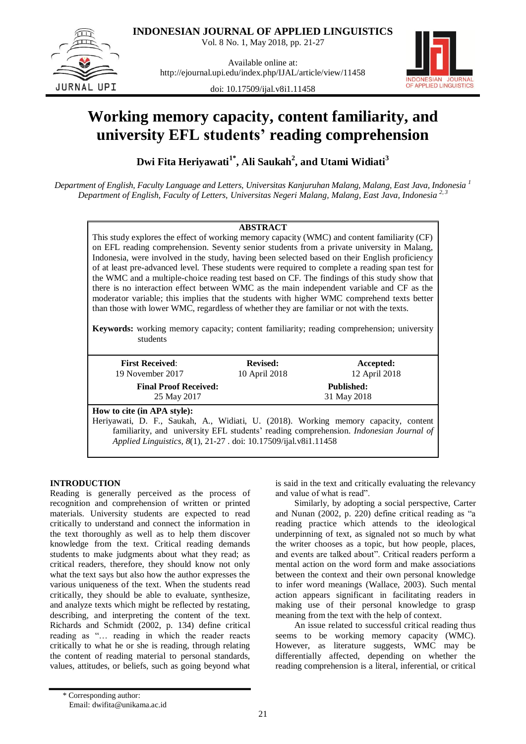# Working memory capacity, content familiarity, and university EFL students' reading comprehension

**Dwi Fita Heriyawati[1*], Ali Saukah[2], and Utami Widiati[3]**

*Department of English, Faculty Language and Letters, Universitas Kanjuruhan Malang, Malang, East Java, Indonesia [1]*
*Department of English, Faculty of Letters, Universitas Negeri Malang, Malang, East Java, Indonesia [2,3]*

**ABSTRACT**

This study explores the effect of working memory capacity (WMC) and content familiarity (CF) on EFL reading comprehension. Seventy senior students from a private university in Malang, Indonesia, were involved in the study, having been selected based on their English proficiency of at least pre-advanced level. These students were required to complete a reading span test for the WMC and a multiple-choice reading test based on CF. The findings of this study show that there is no interaction effect between WMC as the main independent variable and CF as the moderator variable; this implies that the students with higher WMC comprehend texts better than those with lower WMC, regardless of whether they are familiar or not with the texts.

**Keywords:** working memory capacity; content familiarity; reading comprehension; university students

| **First Received:** 19 November 2017 | **Revised:** 10 April 2018 | **Accepted:** 12 April 2018 |
|---|---|---|
| **Final Proof Received:** 25 May 2017 | | **Published:** 31 May 2018 |

**How to cite (in APA style):**
Heriyawati, D. F., Saukah, A., Widiati, U. (2018). Working memory capacity, content familiarity, and university EFL students' reading comprehension. *Indonesian Journal of Applied Linguistics, 8*(1), 21-27 . doi: 10.17509/ijal.v8i1.11458

## INTRODUCTION

Reading is generally perceived as the process of recognition and comprehension of written or printed materials. University students are expected to read critically to understand and connect the information in the text thoroughly as well as to help them discover knowledge from the text. Critical reading demands students to make judgments about what they read; as critical readers, therefore, they should know not only what the text says but also how the author expresses the various uniqueness of the text. When the students read critically, they should be able to evaluate, synthesize, and analyze texts which might be reflected by restating, describing, and interpreting the content of the text. Richards and Schmidt (2002, p. 134) define critical reading as "… reading in which the reader reacts critically to what he or she is reading, through relating the content of reading material to personal standards, values, attitudes, or beliefs, such as going beyond what is said in the text and critically evaluating the relevancy and value of what is read".

Similarly, by adopting a social perspective, Carter and Nunan (2002, p. 220) define critical reading as "a reading practice which attends to the ideological underpinning of text, as signaled not so much by what the writer chooses as a topic, but how people, places, and events are talked about". Critical readers perform a mental action on the word form and make associations between the context and their own personal knowledge to infer word meanings (Wallace, 2003). Such mental action appears significant in facilitating readers in making use of their personal knowledge to grasp meaning from the text with the help of context.

An issue related to successful critical reading thus seems to be working memory capacity (WMC). However, as literature suggests, WMC may be differentially affected, depending on whether the reading comprehension is a literal, inferential, or critical

\* Corresponding author:
Email: dwifita@unikama.ac.id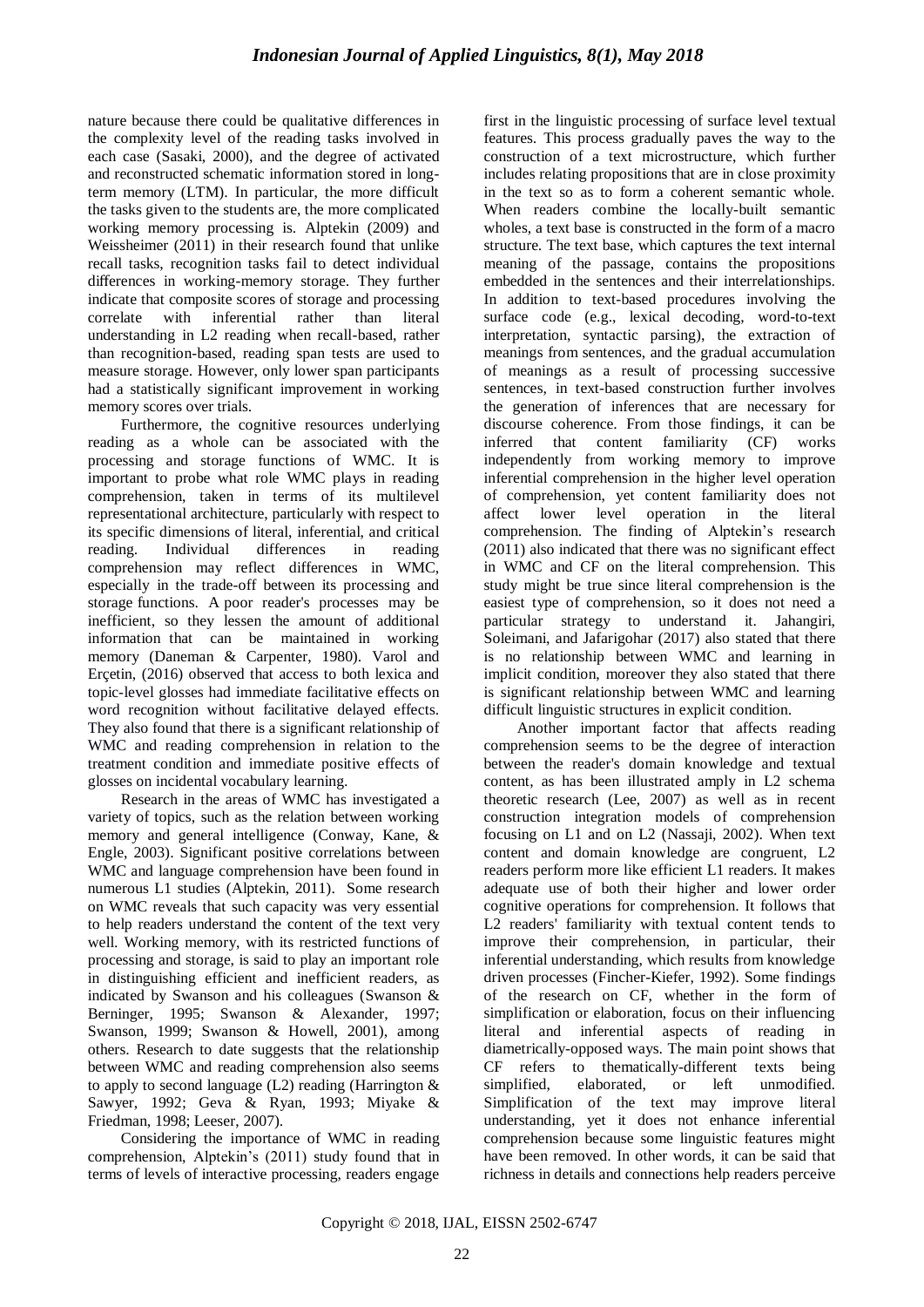nature because there could be qualitative differences in the complexity level of the reading tasks involved in each case (Sasaki, 2000), and the degree of activated and reconstructed schematic information stored in long-term memory (LTM). In particular, the more difficult the tasks given to the students are, the more complicated working memory processing is. Alptekin (2009) and Weissheimer (2011) in their research found that unlike recall tasks, recognition tasks fail to detect individual differences in working-memory storage. They further indicate that composite scores of storage and processing correlate with inferential rather than literal understanding in L2 reading when recall-based, rather than recognition-based, reading span tests are used to measure storage. However, only lower span participants had a statistically significant improvement in working memory scores over trials.

Furthermore, the cognitive resources underlying reading as a whole can be associated with the processing and storage functions of WMC. It is important to probe what role WMC plays in reading comprehension, taken in terms of its multilevel representational architecture, particularly with respect to its specific dimensions of literal, inferential, and critical reading. Individual differences in reading comprehension may reflect differences in WMC, especially in the trade-off between its processing and storage functions. A poor reader's processes may be inefficient, so they lessen the amount of additional information that can be maintained in working memory (Daneman & Carpenter, 1980). Varol and Erçetin, (2016) observed that access to both lexica and topic-level glosses had immediate facilitative effects on word recognition without facilitative delayed effects. They also found that there is a significant relationship of WMC and reading comprehension in relation to the treatment condition and immediate positive effects of glosses on incidental vocabulary learning.

Research in the areas of WMC has investigated a variety of topics, such as the relation between working memory and general intelligence (Conway, Kane, & Engle, 2003). Significant positive correlations between WMC and language comprehension have been found in numerous L1 studies (Alptekin, 2011). Some research on WMC reveals that such capacity was very essential to help readers understand the content of the text very well. Working memory, with its restricted functions of processing and storage, is said to play an important role in distinguishing efficient and inefficient readers, as indicated by Swanson and his colleagues (Swanson & Berninger, 1995; Swanson & Alexander, 1997; Swanson, 1999; Swanson & Howell, 2001), among others. Research to date suggests that the relationship between WMC and reading comprehension also seems to apply to second language (L2) reading (Harrington & Sawyer, 1992; Geva & Ryan, 1993; Miyake & Friedman, 1998; Leeser, 2007).

Considering the importance of WMC in reading comprehension, Alptekin's (2011) study found that in terms of levels of interactive processing, readers engage first in the linguistic processing of surface level textual features. This process gradually paves the way to the construction of a text microstructure, which further includes relating propositions that are in close proximity in the text so as to form a coherent semantic whole. When readers combine the locally-built semantic wholes, a text base is constructed in the form of a macro structure. The text base, which captures the text internal meaning of the passage, contains the propositions embedded in the sentences and their interrelationships. In addition to text-based procedures involving the surface code (e.g., lexical decoding, word-to-text interpretation, syntactic parsing), the extraction of meanings from sentences, and the gradual accumulation of meanings as a result of processing successive sentences, in text-based construction further involves the generation of inferences that are necessary for discourse coherence. From those findings, it can be inferred that content familiarity (CF) works independently from working memory to improve inferential comprehension in the higher level operation of comprehension, yet content familiarity does not affect lower level operation in the literal comprehension. The finding of Alptekin's research (2011) also indicated that there was no significant effect in WMC and CF on the literal comprehension. This study might be true since literal comprehension is the easiest type of comprehension, so it does not need a particular strategy to understand it. Jahangiri, Soleimani, and Jafarigohar (2017) also stated that there is no relationship between WMC and learning in implicit condition, moreover they also stated that there is significant relationship between WMC and learning difficult linguistic structures in explicit condition.

Another important factor that affects reading comprehension seems to be the degree of interaction between the reader's domain knowledge and textual content, as has been illustrated amply in L2 schema theoretic research (Lee, 2007) as well as in recent construction integration models of comprehension focusing on L1 and on L2 (Nassaji, 2002). When text content and domain knowledge are congruent, L2 readers perform more like efficient L1 readers. It makes adequate use of both their higher and lower order cognitive operations for comprehension. It follows that L2 readers' familiarity with textual content tends to improve their comprehension, in particular, their inferential understanding, which results from knowledge driven processes (Fincher-Kiefer, 1992). Some findings of the research on CF, whether in the form of simplification or elaboration, focus on their influencing literal and inferential aspects of reading in diametrically-opposed ways. The main point shows that CF refers to thematically-different texts being simplified, elaborated, or left unmodified. Simplification of the text may improve literal understanding, yet it does not enhance inferential comprehension because some linguistic features might have been removed. In other words, it can be said that richness in details and connections help readers perceive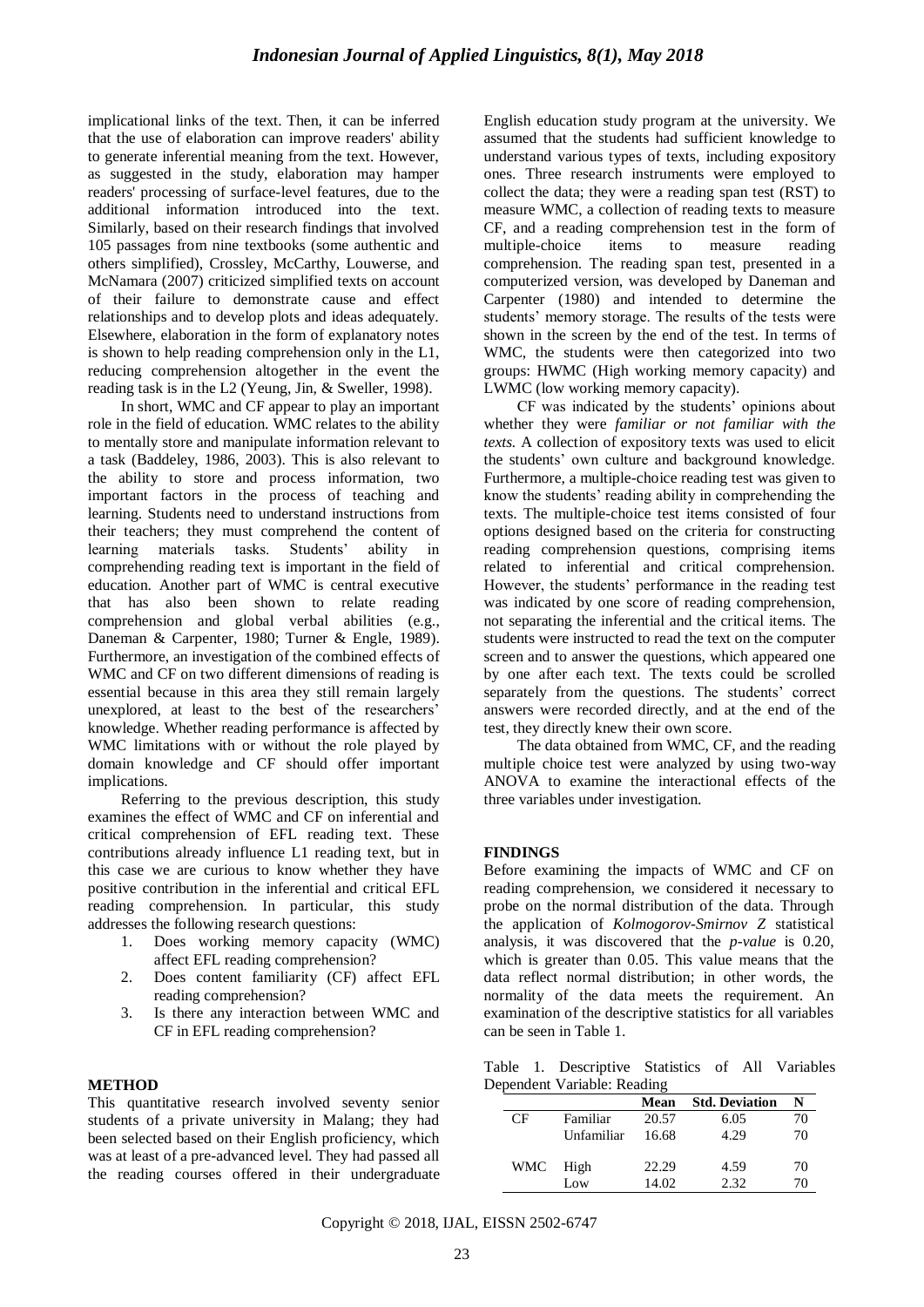implicational links of the text. Then, it can be inferred that the use of elaboration can improve readers' ability to generate inferential meaning from the text. However, as suggested in the study, elaboration may hamper readers' processing of surface-level features, due to the additional information introduced into the text. Similarly, based on their research findings that involved 105 passages from nine textbooks (some authentic and others simplified), Crossley, McCarthy, Louwerse, and McNamara (2007) criticized simplified texts on account of their failure to demonstrate cause and effect relationships and to develop plots and ideas adequately. Elsewhere, elaboration in the form of explanatory notes is shown to help reading comprehension only in the L1, reducing comprehension altogether in the event the reading task is in the L2 (Yeung, Jin, & Sweller, 1998).

In short, WMC and CF appear to play an important role in the field of education. WMC relates to the ability to mentally store and manipulate information relevant to a task (Baddeley, 1986, 2003). This is also relevant to the ability to store and process information, two important factors in the process of teaching and learning. Students need to understand instructions from their teachers; they must comprehend the content of learning materials tasks. Students' ability in comprehending reading text is important in the field of education. Another part of WMC is central executive that has also been shown to relate reading comprehension and global verbal abilities (e.g., Daneman & Carpenter, 1980; Turner & Engle, 1989). Furthermore, an investigation of the combined effects of WMC and CF on two different dimensions of reading is essential because in this area they still remain largely unexplored, at least to the best of the researchers' knowledge. Whether reading performance is affected by WMC limitations with or without the role played by domain knowledge and CF should offer important implications.

Referring to the previous description, this study examines the effect of WMC and CF on inferential and critical comprehension of EFL reading text. These contributions already influence L1 reading text, but in this case we are curious to know whether they have positive contribution in the inferential and critical EFL reading comprehension. In particular, this study addresses the following research questions:

1. Does working memory capacity (WMC) affect EFL reading comprehension?
2. Does content familiarity (CF) affect EFL reading comprehension?
3. Is there any interaction between WMC and CF in EFL reading comprehension?

## METHOD

This quantitative research involved seventy senior students of a private university in Malang; they had been selected based on their English proficiency, which was at least of a pre-advanced level. They had passed all the reading courses offered in their undergraduate English education study program at the university. We assumed that the students had sufficient knowledge to understand various types of texts, including expository ones. Three research instruments were employed to collect the data; they were a reading span test (RST) to measure WMC, a collection of reading texts to measure CF, and a reading comprehension test in the form of multiple-choice items to measure reading comprehension. The reading span test, presented in a computerized version, was developed by Daneman and Carpenter (1980) and intended to determine the students' memory storage. The results of the tests were shown in the screen by the end of the test. In terms of WMC, the students were then categorized into two groups: HWMC (High working memory capacity) and LWMC (low working memory capacity).

CF was indicated by the students' opinions about whether they were *familiar or not familiar with the texts.* A collection of expository texts was used to elicit the students' own culture and background knowledge. Furthermore, a multiple-choice reading test was given to know the students' reading ability in comprehending the texts. The multiple-choice test items consisted of four options designed based on the criteria for constructing reading comprehension questions, comprising items related to inferential and critical comprehension. However, the students' performance in the reading test was indicated by one score of reading comprehension, not separating the inferential and the critical items. The students were instructed to read the text on the computer screen and to answer the questions, which appeared one by one after each text. The texts could be scrolled separately from the questions. The students' correct answers were recorded directly, and at the end of the test, they directly knew their own score.

The data obtained from WMC, CF, and the reading multiple choice test were analyzed by using two-way ANOVA to examine the interactional effects of the three variables under investigation.

## FINDINGS

Before examining the impacts of WMC and CF on reading comprehension, we considered it necessary to probe on the normal distribution of the data. Through the application of *Kolmogorov-Smirnov Z* statistical analysis, it was discovered that the *p-value* is 0.20, which is greater than 0.05. This value means that the data reflect normal distribution; in other words, the normality of the data meets the requirement. An examination of the descriptive statistics for all variables can be seen in Table 1.

Table 1. Descriptive Statistics of All Variables Dependent Variable: Reading

| | | Mean | Std. Deviation | N |
|---|---|---|---|---|
| CF | Familiar | 20.57 | 6.05 | 70 |
| | Unfamiliar | 16.68 | 4.29 | 70 |
| WMC | High | 22.29 | 4.59 | 70 |
| | Low | 14.02 | 2.32 | 70 |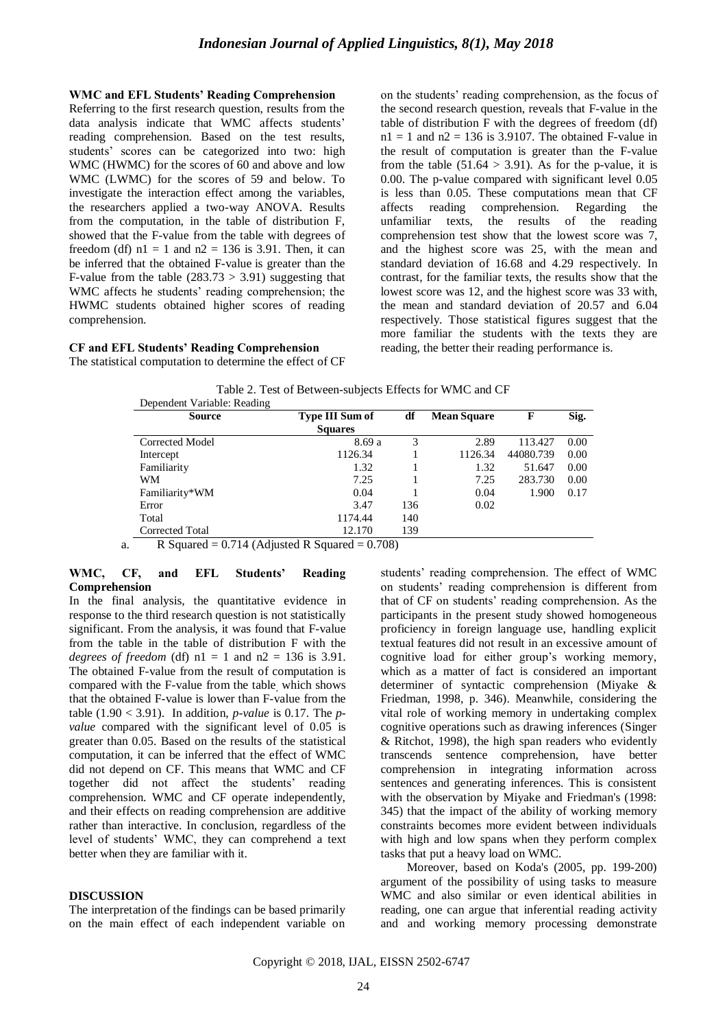### WMC and EFL Students' Reading Comprehension

Referring to the first research question, results from the data analysis indicate that WMC affects students' reading comprehension. Based on the test results, students' scores can be categorized into two: high WMC (HWMC) for the scores of 60 and above and low WMC (LWMC) for the scores of 59 and below. To investigate the interaction effect among the variables, the researchers applied a two-way ANOVA. Results from the computation, in the table of distribution F, showed that the F-value from the table with degrees of freedom (df) n1 = 1 and n2 = 136 is 3.91. Then, it can be inferred that the obtained F-value is greater than the F-value from the table (283.73 > 3.91) suggesting that WMC affects he students' reading comprehension; the HWMC students obtained higher scores of reading comprehension.

### CF and EFL Students' Reading Comprehension

The statistical computation to determine the effect of CF on the students' reading comprehension, as the focus of the second research question, reveals that F-value in the table of distribution F with the degrees of freedom (df) n1 = 1 and n2 = 136 is 3.9107. The obtained F-value in the result of computation is greater than the F-value from the table (51.64 > 3.91). As for the p-value, it is 0.00. The p-value compared with significant level 0.05 is less than 0.05. These computations mean that CF affects reading comprehension. Regarding the unfamiliar texts, the results of the reading comprehension test show that the lowest score was 7, and the highest score was 25, with the mean and standard deviation of 16.68 and 4.29 respectively. In contrast, for the familiar texts, the results show that the lowest score was 12, and the highest score was 33 with, the mean and standard deviation of 20.57 and 6.04 respectively. Those statistical figures suggest that the more familiar the students with the texts they are reading, the better their reading performance is.

Table 2. Test of Between-subjects Effects for WMC and CF

Dependent Variable: Reading

| Source | Type III Sum of Squares | df | Mean Square | F | Sig. |
|---|---|---|---|---|---|
| Corrected Model | 8.69 a | 3 | 2.89 | 113.427 | 0.00 |
| Intercept | 1126.34 | 1 | 1126.34 | 44080.739 | 0.00 |
| Familiarity | 1.32 | 1 | 1.32 | 51.647 | 0.00 |
| WM | 7.25 | 1 | 7.25 | 283.730 | 0.00 |
| Familiarity*WM | 0.04 | 1 | 0.04 | 1.900 | 0.17 |
| Error | 3.47 | 136 | 0.02 | | |
| Total | 1174.44 | 140 | | | |
| Corrected Total | 12.170 | 139 | | | |

a. R Squared = 0.714 (Adjusted R Squared = 0.708)

### WMC, CF, and EFL Students' Reading Comprehension

In the final analysis, the quantitative evidence in response to the third research question is not statistically significant. From the analysis, it was found that F-value from the table in the table of distribution F with the *degrees of freedom* (df) n1 = 1 and n2 = 136 is 3.91. The obtained F-value from the result of computation is compared with the F-value from the table, which shows that the obtained F-value is lower than F-value from the table (1.90 < 3.91). In addition, *p-value* is 0.17. The *p-value* compared with the significant level of 0.05 is greater than 0.05. Based on the results of the statistical computation, it can be inferred that the effect of WMC did not depend on CF. This means that WMC and CF together did not affect the students' reading comprehension. WMC and CF operate independently, and their effects on reading comprehension are additive rather than interactive. In conclusion, regardless of the level of students' WMC, they can comprehend a text better when they are familiar with it.

## DISCUSSION

The interpretation of the findings can be based primarily on the main effect of each independent variable on students' reading comprehension. The effect of WMC on students' reading comprehension is different from that of CF on students' reading comprehension. As the participants in the present study showed homogeneous proficiency in foreign language use, handling explicit textual features did not result in an excessive amount of cognitive load for either group's working memory, which as a matter of fact is considered an important determiner of syntactic comprehension (Miyake & Friedman, 1998, p. 346). Meanwhile, considering the vital role of working memory in undertaking complex cognitive operations such as drawing inferences (Singer & Ritchot, 1998), the high span readers who evidently transcends sentence comprehension, have better comprehension in integrating information across sentences and generating inferences. This is consistent with the observation by Miyake and Friedman's (1998: 345) that the impact of the ability of working memory constraints becomes more evident between individuals with high and low spans when they perform complex tasks that put a heavy load on WMC.

Moreover, based on Koda's (2005, pp. 199-200) argument of the possibility of using tasks to measure WMC and also similar or even identical abilities in reading, one can argue that inferential reading activity and and working memory processing demonstrate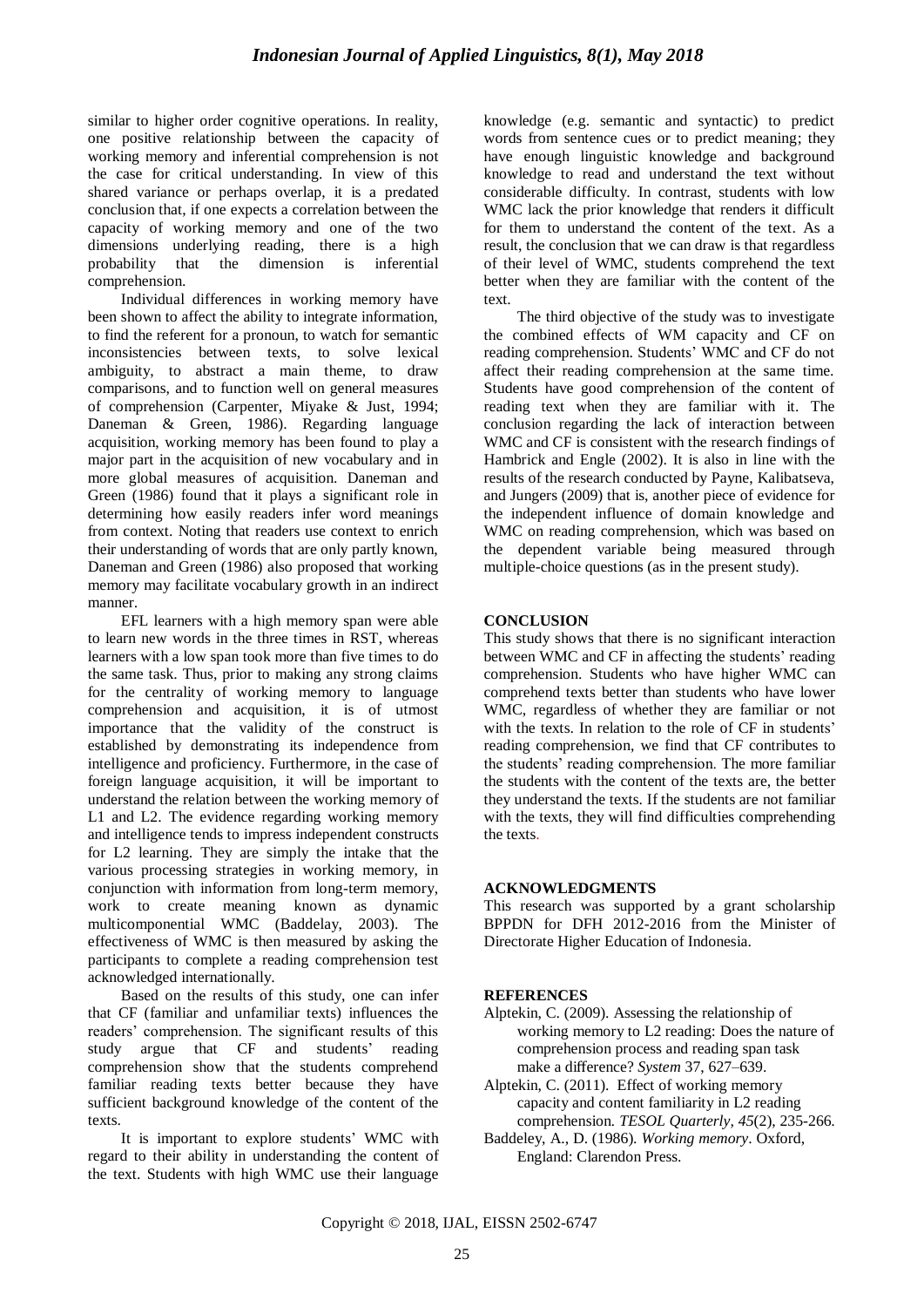similar to higher order cognitive operations. In reality, one positive relationship between the capacity of working memory and inferential comprehension is not the case for critical understanding. In view of this shared variance or perhaps overlap, it is a predated conclusion that, if one expects a correlation between the capacity of working memory and one of the two dimensions underlying reading, there is a high probability that the dimension is inferential comprehension.

Individual differences in working memory have been shown to affect the ability to integrate information, to find the referent for a pronoun, to watch for semantic inconsistencies between texts, to solve lexical ambiguity, to abstract a main theme, to draw comparisons, and to function well on general measures of comprehension (Carpenter, Miyake & Just, 1994; Daneman & Green, 1986). Regarding language acquisition, working memory has been found to play a major part in the acquisition of new vocabulary and in more global measures of acquisition. Daneman and Green (1986) found that it plays a significant role in determining how easily readers infer word meanings from context. Noting that readers use context to enrich their understanding of words that are only partly known, Daneman and Green (1986) also proposed that working memory may facilitate vocabulary growth in an indirect manner.

EFL learners with a high memory span were able to learn new words in the three times in RST, whereas learners with a low span took more than five times to do the same task. Thus, prior to making any strong claims for the centrality of working memory to language comprehension and acquisition, it is of utmost importance that the validity of the construct is established by demonstrating its independence from intelligence and proficiency. Furthermore, in the case of foreign language acquisition, it will be important to understand the relation between the working memory of L1 and L2. The evidence regarding working memory and intelligence tends to impress independent constructs for L2 learning. They are simply the intake that the various processing strategies in working memory, in conjunction with information from long-term memory, work to create meaning known as dynamic multicomponential WMC (Baddelay, 2003). The effectiveness of WMC is then measured by asking the participants to complete a reading comprehension test acknowledged internationally.

Based on the results of this study, one can infer that CF (familiar and unfamiliar texts) influences the readers' comprehension. The significant results of this study argue that CF and students' reading comprehension show that the students comprehend familiar reading texts better because they have sufficient background knowledge of the content of the texts.

It is important to explore students' WMC with regard to their ability in understanding the content of the text. Students with high WMC use their language knowledge (e.g. semantic and syntactic) to predict words from sentence cues or to predict meaning; they have enough linguistic knowledge and background knowledge to read and understand the text without considerable difficulty. In contrast, students with low WMC lack the prior knowledge that renders it difficult for them to understand the content of the text. As a result, the conclusion that we can draw is that regardless of their level of WMC, students comprehend the text better when they are familiar with the content of the text.

The third objective of the study was to investigate the combined effects of WM capacity and CF on reading comprehension. Students' WMC and CF do not affect their reading comprehension at the same time. Students have good comprehension of the content of reading text when they are familiar with it. The conclusion regarding the lack of interaction between WMC and CF is consistent with the research findings of Hambrick and Engle (2002). It is also in line with the results of the research conducted by Payne, Kalibatseva, and Jungers (2009) that is, another piece of evidence for the independent influence of domain knowledge and WMC on reading comprehension, which was based on the dependent variable being measured through multiple-choice questions (as in the present study).

## CONCLUSION

This study shows that there is no significant interaction between WMC and CF in affecting the students' reading comprehension. Students who have higher WMC can comprehend texts better than students who have lower WMC, regardless of whether they are familiar or not with the texts. In relation to the role of CF in students' reading comprehension, we find that CF contributes to the students' reading comprehension. The more familiar the students with the content of the texts are, the better they understand the texts. If the students are not familiar with the texts, they will find difficulties comprehending the texts.

## ACKNOWLEDGMENTS

This research was supported by a grant scholarship BPPDN for DFH 2012-2016 from the Minister of Directorate Higher Education of Indonesia.

## REFERENCES

Alptekin, C. (2009). Assessing the relationship of working memory to L2 reading: Does the nature of comprehension process and reading span task make a difference? *System* 37, 627–639.

Alptekin, C. (2011). Effect of working memory capacity and content familiarity in L2 reading comprehension. *TESOL Quarterly, 45*(2), 235-266.

Baddeley, A., D. (1986). *Working memory*. Oxford, England: Clarendon Press.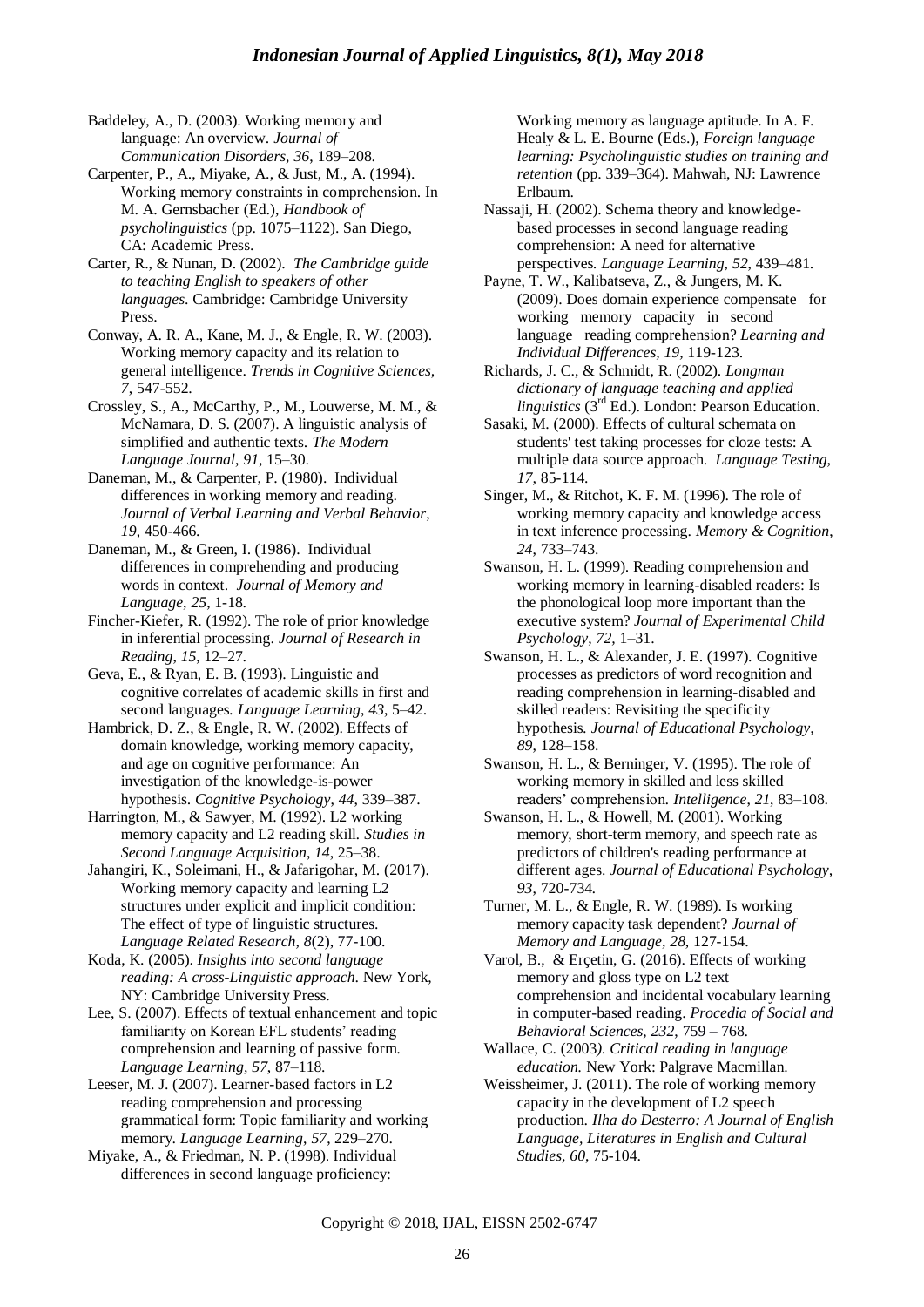Baddeley, A., D. (2003). Working memory and language: An overview. *Journal of Communication Disorders*, *36*, 189–208.

Carpenter, P., A., Miyake, A., & Just, M., A. (1994). Working memory constraints in comprehension. In M. A. Gernsbacher (Ed.), *Handbook of psycholinguistics* (pp. 1075–1122). San Diego, CA: Academic Press.

Carter, R., & Nunan, D. (2002). *The Cambridge guide to teaching English to speakers of other languages*. Cambridge: Cambridge University Press.

Conway, A. R. A., Kane, M. J., & Engle, R. W. (2003). Working memory capacity and its relation to general intelligence. *Trends in Cognitive Sciences, 7*, 547-552.

Crossley, S., A., McCarthy, P., M., Louwerse, M. M., & McNamara, D. S. (2007). A linguistic analysis of simplified and authentic texts. *The Modern Language Journal*, *91*, 15–30.

Daneman, M., & Carpenter, P. (1980). Individual differences in working memory and reading. *Journal of Verbal Learning and Verbal Behavior*, *19*, 450-466.

Daneman, M., & Green, I. (1986). Individual differences in comprehending and producing words in context. *Journal of Memory and Language*, *25*, 1-18.

Fincher-Kiefer, R. (1992). The role of prior knowledge in inferential processing. *Journal of Research in Reading*, *15*, 12–27.

Geva, E., & Ryan, E. B. (1993). Linguistic and cognitive correlates of academic skills in first and second languages*. Language Learning*, *43*, 5–42.

Hambrick, D. Z., & Engle, R. W. (2002). Effects of domain knowledge, working memory capacity, and age on cognitive performance: An investigation of the knowledge-is-power hypothesis. *Cognitive Psychology*, *44*, 339–387.

Harrington, M., & Sawyer, M. (1992). L2 working memory capacity and L2 reading skill. *Studies in Second Language Acquisition*, *14*, 25–38.

Jahangiri, K., Soleimani, H., & Jafarigohar, M. (2017). Working memory capacity and learning L2 structures under explicit and implicit condition: The effect of type of linguistic structures. *Language Related Research, 8*(2), 77-100.

Koda, K. (2005). *Insights into second language reading: A cross-Linguistic approach*. New York, NY: Cambridge University Press.

Lee, S. (2007). Effects of textual enhancement and topic familiarity on Korean EFL students' reading comprehension and learning of passive form. *Language Learning*, *57*, 87–118.

Leeser, M. J. (2007). Learner-based factors in L2 reading comprehension and processing grammatical form: Topic familiarity and working memory. *Language Learning*, *57*, 229–270.

Miyake, A., & Friedman, N. P. (1998). Individual differences in second language proficiency: Working memory as language aptitude. In A. F. Healy & L. E. Bourne (Eds.), *Foreign language learning: Psycholinguistic studies on training and retention* (pp. 339–364). Mahwah, NJ: Lawrence Erlbaum.

Nassaji, H. (2002). Schema theory and knowledge-based processes in second language reading comprehension: A need for alternative perspectives*. Language Learning, 52*, 439–481.

Payne, T. W., Kalibatseva, Z., & Jungers, M. K. (2009). Does domain experience compensate for working memory capacity in second language reading comprehension? *Learning and Individual Differences, 19,* 119-123.

Richards, J. C., & Schmidt, R. (2002). *Longman dictionary of language teaching and applied linguistics* (3rd Ed.). London: Pearson Education.

Sasaki, M. (2000). Effects of cultural schemata on students' test taking processes for cloze tests: A multiple data source approach. *Language Testing, 17,* 85-114.

Singer, M., & Ritchot, K. F. M. (1996). The role of working memory capacity and knowledge access in text inference processing. *Memory & Cognition*, *24*, 733–743.

Swanson, H. L. (1999). Reading comprehension and working memory in learning-disabled readers: Is the phonological loop more important than the executive system? *Journal of Experimental Child Psychology*, *72*, 1–31.

Swanson, H. L., & Alexander, J. E. (1997). Cognitive processes as predictors of word recognition and reading comprehension in learning-disabled and skilled readers: Revisiting the specificity hypothesis*. Journal of Educational Psychology, 89*, 128–158.

Swanson, H. L., & Berninger, V. (1995). The role of working memory in skilled and less skilled readers' comprehension. *Intelligence*, *21*, 83–108.

Swanson, H. L., & Howell, M. (2001). Working memory, short-term memory, and speech rate as predictors of children's reading performance at different ages. *Journal of Educational Psychology, 93*, 720-734.

Turner, M. L., & Engle, R. W. (1989). Is working memory capacity task dependent? *Journal of Memory and Language, 28*, 127-154.

Varol, B., & Erçetin, G. (2016). Effects of working memory and gloss type on L2 text comprehension and incidental vocabulary learning in computer-based reading. *Procedia of Social and Behavioral Sciences, 232,* 759 – 768.

Wallace, C. (2003*). Critical reading in language education.* New York: Palgrave Macmillan.

Weissheimer, J. (2011). The role of working memory capacity in the development of L2 speech production. *Ilha do Desterro: A Journal of English Language, Literatures in English and Cultural Studies, 60*, 75-104.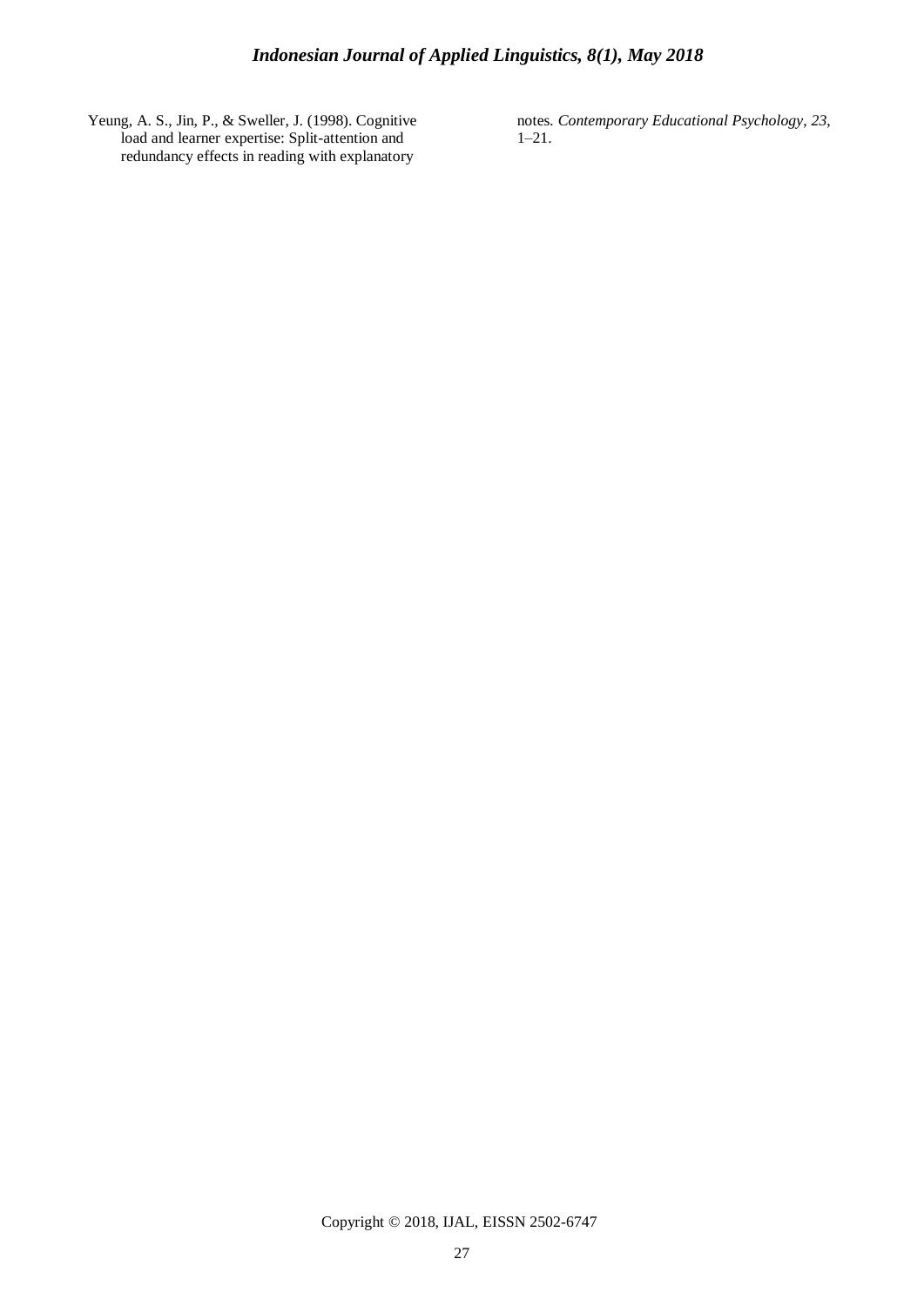Yeung, A. S., Jin, P., & Sweller, J. (1998). Cognitive load and learner expertise: Split-attention and redundancy effects in reading with explanatory notes. *Contemporary Educational Psychology*, *23*, 1–21.